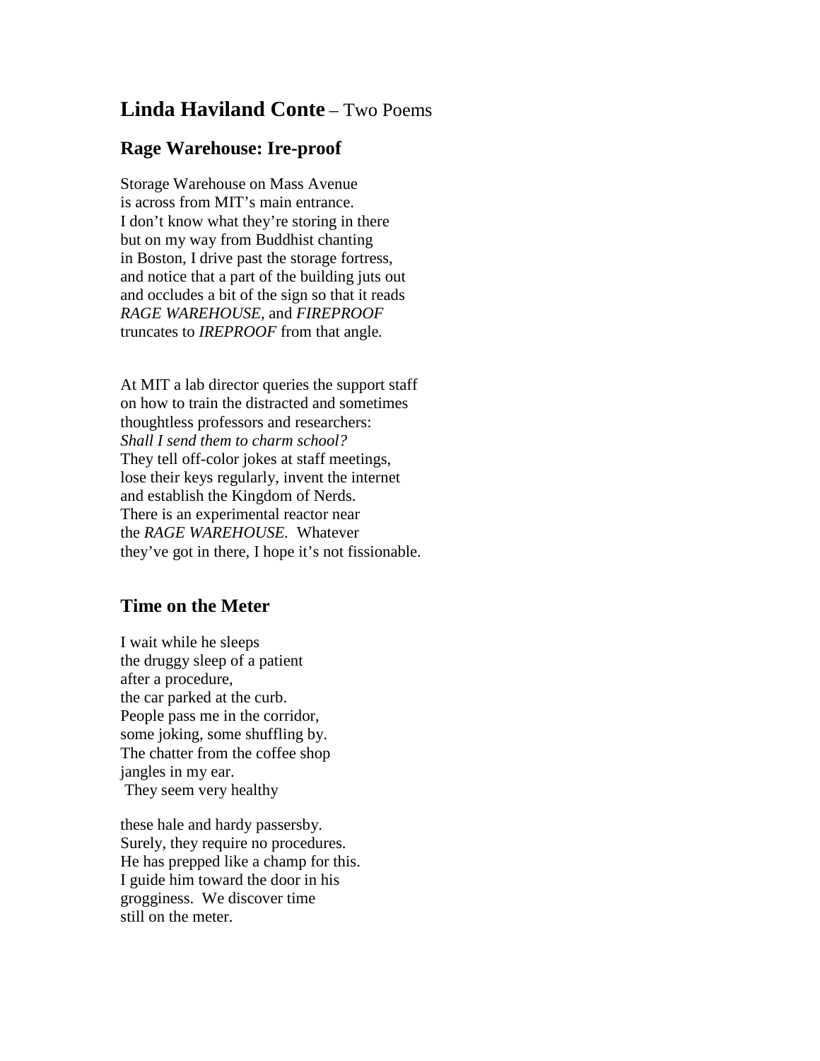# **Linda Haviland Conte** – Two Poems

## Rage Warehouse: Ire-proof

Storage Warehouse on Mass Avenue  
is across from MIT's main entrance.  
I don't know what they're storing in there  
but on my way from Buddhist chanting  
in Boston, I drive past the storage fortress,  
and notice that a part of the building juts out  
and occludes a bit of the sign so that it reads  
*RAGE WAREHOUSE*, and *FIREPROOF*  
truncates to *IREPROOF* from that angle.

At MIT a lab director queries the support staff  
on how to train the distracted and sometimes  
thoughtless professors and researchers:  
*Shall I send them to charm school?*  
They tell off-color jokes at staff meetings,  
lose their keys regularly, invent the internet  
and establish the Kingdom of Nerds.  
There is an experimental reactor near  
the *RAGE WAREHOUSE*. Whatever  
they've got in there, I hope it's not fissionable.

## Time on the Meter

I wait while he sleeps  
the druggy sleep of a patient  
after a procedure,  
the car parked at the curb.  
People pass me in the corridor,  
some joking, some shuffling by.  
The chatter from the coffee shop  
jangles in my ear.  
They seem very healthy

these hale and hardy passersby.  
Surely, they require no procedures.  
He has prepped like a champ for this.  
I guide him toward the door in his  
grogginess. We discover time  
still on the meter.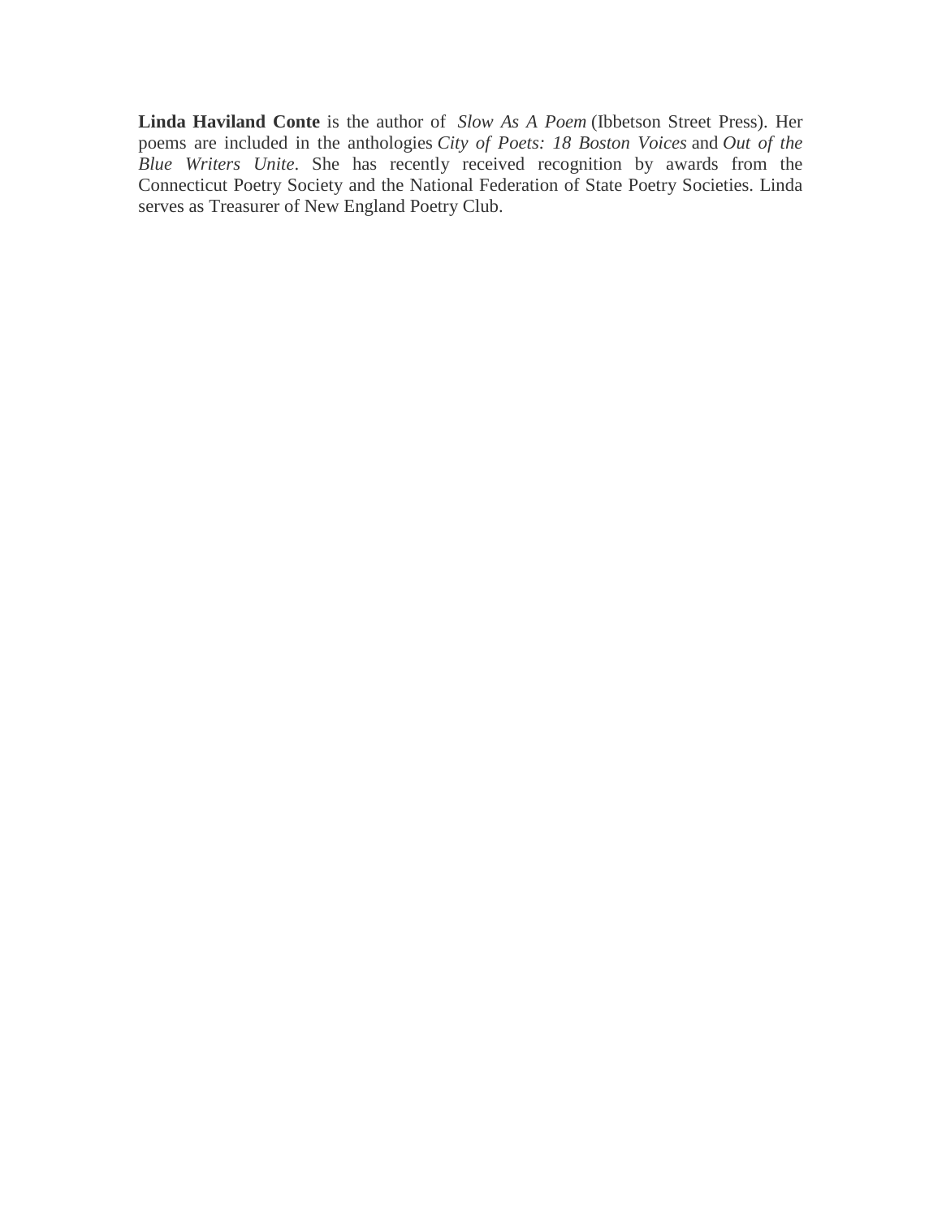**Linda Haviland Conte** is the author of *Slow As A Poem* (Ibbetson Street Press). Her poems are included in the anthologies *City of Poets: 18 Boston Voices* and *Out of the Blue Writers Unite*. She has recently received recognition by awards from the Connecticut Poetry Society and the National Federation of State Poetry Societies. Linda serves as Treasurer of New England Poetry Club.